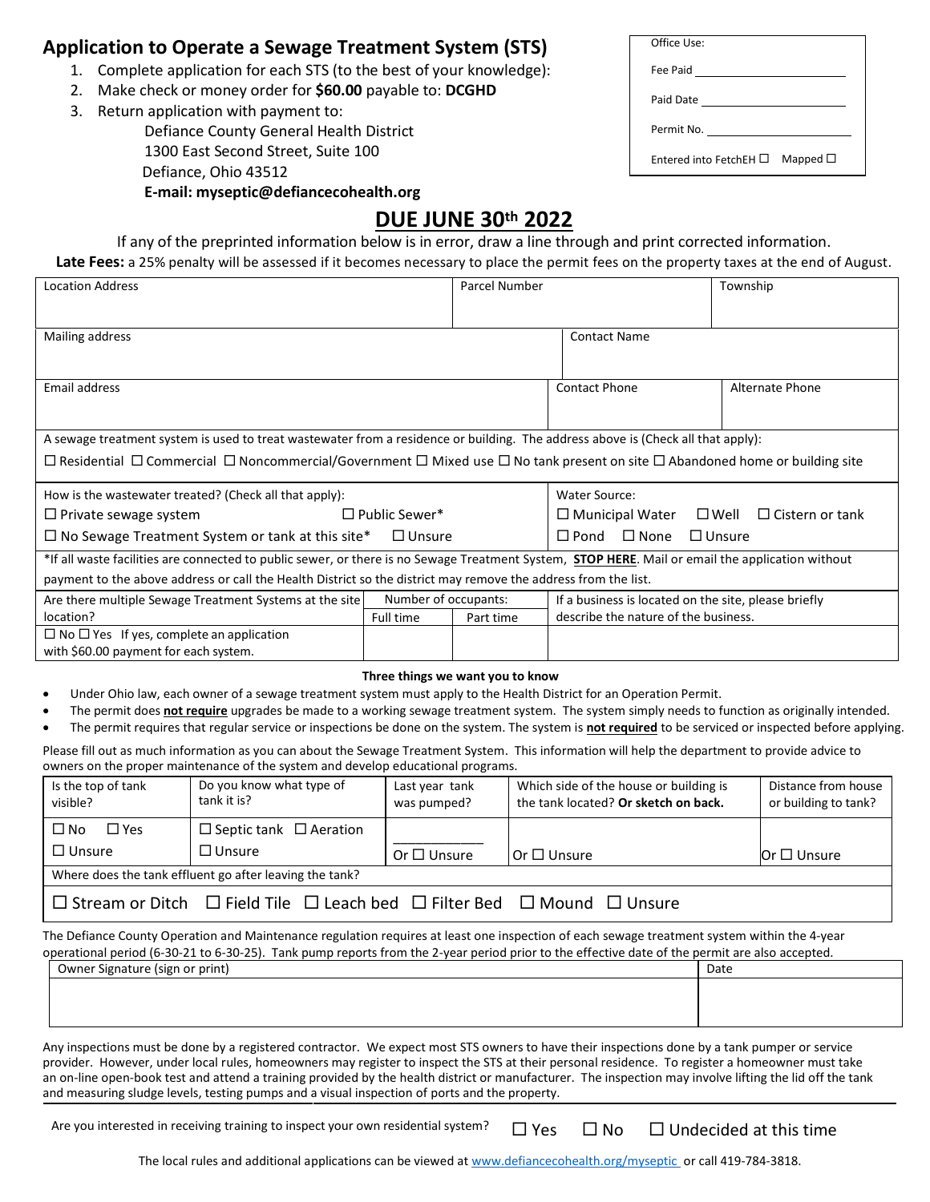## Application to Operate a Sewage Treatment System (STS)

1. Complete application for each STS (to the best of your knowledge):
2. Make check or money order for **$60.00** payable to: **DCGHD**
3. Return application with payment to:
   Defiance County General Health District
   1300 East Second Street, Suite 100
   Defiance, Ohio 43512
   **E-mail: myseptic@defiancecohealth.org**

| Office Use: |
|---|
| Fee Paid ___________ |
| Paid Date ___________ |
| Permit No. ___________ |
| Entered into FetchEH ☐ Mapped ☐ |

# DUE JUNE 30th 2022

If any of the preprinted information below is in error, draw a line through and print corrected information.

**Late Fees:** a 25% penalty will be assessed if it becomes necessary to place the permit fees on the property taxes at the end of August.

| Location Address | Parcel Number | Township |
|---|---|---|
| | | |

| Mailing address | Contact Name |
|---|---|
| | |

| Email address | Contact Phone | Alternate Phone |
|---|---|---|
| | | |

A sewage treatment system is used to treat wastewater from a residence or building. The address above is (Check all that apply):

☐ Residential ☐ Commercial ☐ Noncommercial/Government ☐ Mixed use ☐ No tank present on site ☐ Abandoned home or building site

| How is the wastewater treated? (Check all that apply): | Water Source: |
|---|---|
| ☐ Private sewage system ☐ Public Sewer* | ☐ Municipal Water ☐ Well ☐ Cistern or tank |
| ☐ No Sewage Treatment System or tank at this site* ☐ Unsure | ☐ Pond ☐ None ☐ Unsure |

*If all waste facilities are connected to public sewer, or there is no Sewage Treatment System, **STOP HERE**. Mail or email the application without payment to the above address or call the Health District so the district may remove the address from the list.

| Are there multiple Sewage Treatment Systems at the site location? | Number of occupants: | | If a business is located on the site, please briefly describe the nature of the business. |
|---|---|---|---|
| | Full time | Part time | |
| ☐ No ☐ Yes If yes, complete an application with $60.00 payment for each system. | | | |

**Three things we want you to know**

- Under Ohio law, each owner of a sewage treatment system must apply to the Health District for an Operation Permit.
- The permit does **not require** upgrades be made to a working sewage treatment system. The system simply needs to function as originally intended.
- The permit requires that regular service or inspections be done on the system. The system is **not required** to be serviced or inspected before applying.

Please fill out as much information as you can about the Sewage Treatment System. This information will help the department to provide advice to owners on the proper maintenance of the system and develop educational programs.

| Is the top of tank visible? | Do you know what type of tank it is? | Last year tank was pumped? | Which side of the house or building is the tank located? **Or sketch on back.** | Distance from house or building to tank? |
|---|---|---|---|---|
| ☐ No ☐ Yes ☐ Unsure | ☐ Septic tank ☐ Aeration ☐ Unsure | ________ Or ☐ Unsure | Or ☐ Unsure | Or ☐ Unsure |
| Where does the tank effluent go after leaving the tank? | | | | |
| ☐ Stream or Ditch ☐ Field Tile ☐ Leach bed ☐ Filter Bed ☐ Mound ☐ Unsure | | | | |

The Defiance County Operation and Maintenance regulation requires at least one inspection of each sewage treatment system within the 4-year operational period (6-30-21 to 6-30-25). Tank pump reports from the 2-year period prior to the effective date of the permit are also accepted.

| Owner Signature (sign or print) | Date |
|---|---|
| | |

Any inspections must be done by a registered contractor. We expect most STS owners to have their inspections done by a tank pumper or service provider. However, under local rules, homeowners may register to inspect the STS at their personal residence. To register a homeowner must take an on-line open-book test and attend a training provided by the health district or manufacturer. The inspection may involve lifting the lid off the tank and measuring sludge levels, testing pumps and a visual inspection of ports and the property.

Are you interested in receiving training to inspect your own residential system? ☐ Yes ☐ No ☐ Undecided at this time

The local rules and additional applications can be viewed at www.defiancecohealth.org/myseptic or call 419-784-3818.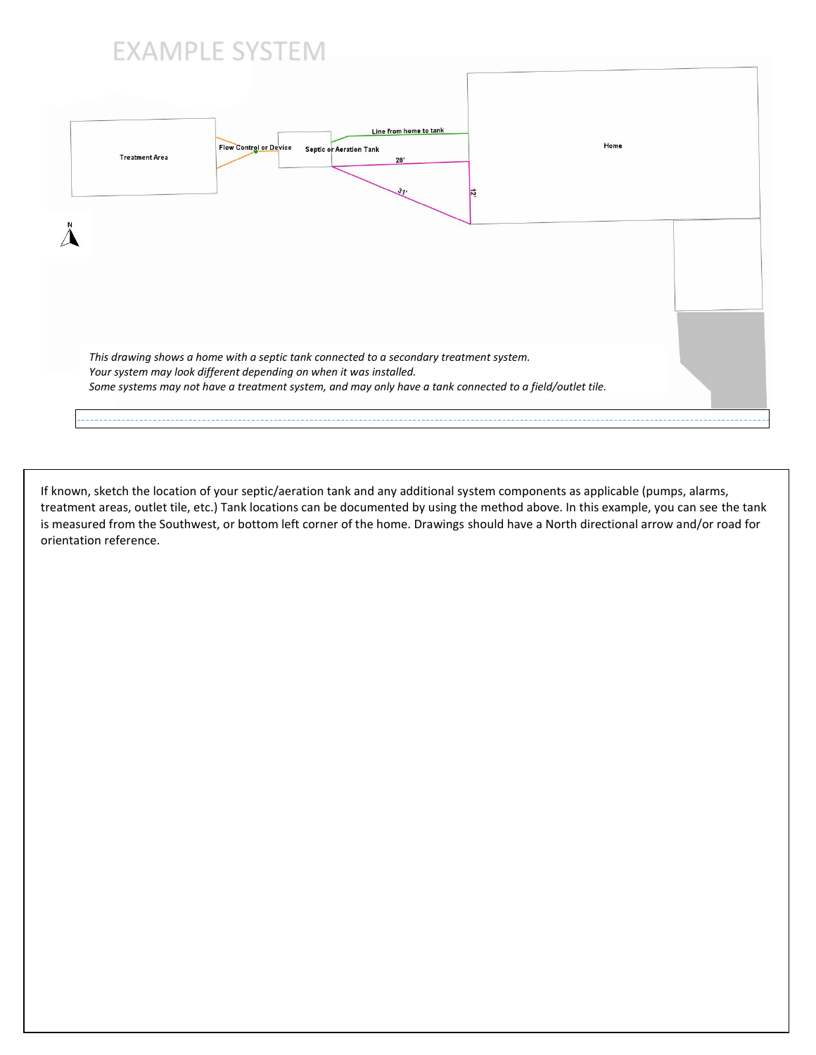# EXAMPLE SYSTEM

Treatment Area

Flow Control or Device

Septic or Aeration Tank

Line from home to tank

Home

28'

31'

12'

N

*This drawing shows a home with a septic tank connected to a secondary treatment system.*
*Your system may look different depending on when it was installed.*
*Some systems may not have a treatment system, and may only have a tank connected to a field/outlet tile.*

If known, sketch the location of your septic/aeration tank and any additional system components as applicable (pumps, alarms, treatment areas, outlet tile, etc.) Tank locations can be documented by using the method above. In this example, you can see the tank is measured from the Southwest, or bottom left corner of the home. Drawings should have a North directional arrow and/or road for orientation reference.